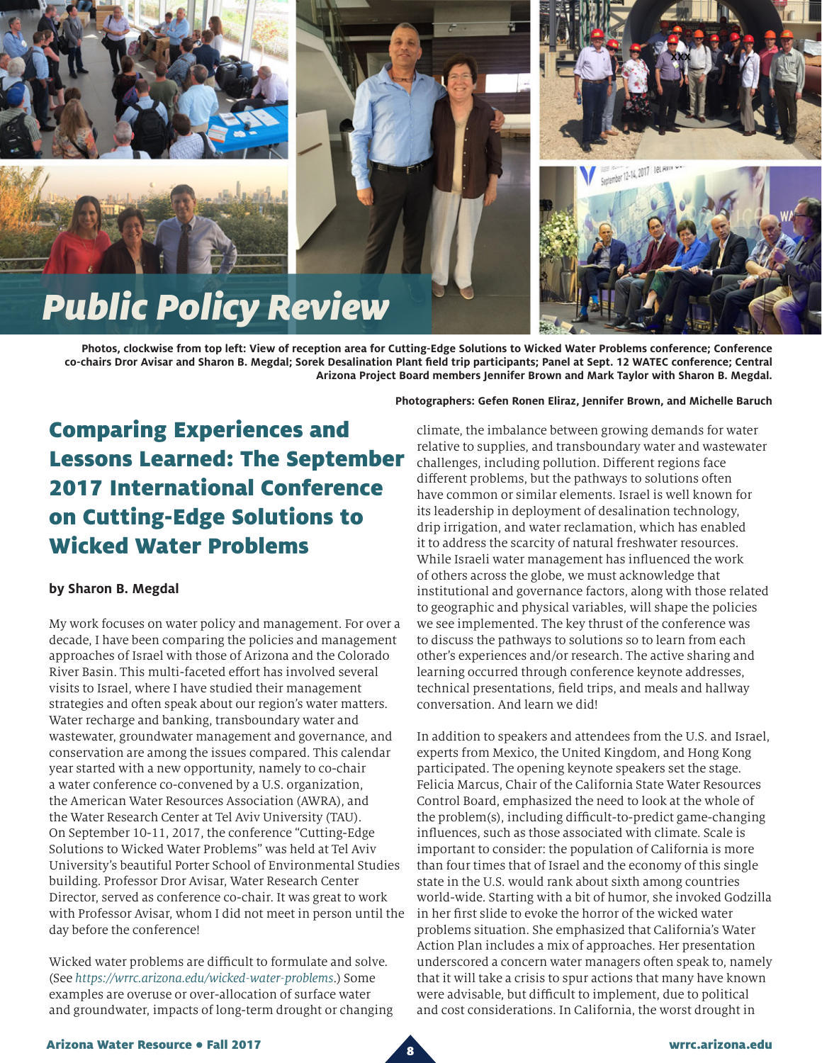# Public Policy Review

Photos, clockwise from top left: View of reception area for Cutting-Edge Solutions to Wicked Water Problems conference; Conference co-chairs Dror Avisar and Sharon B. Megdal; Sorek Desalination Plant field trip participants; Panel at Sept. 12 WATEC conference; Central Arizona Project Board members Jennifer Brown and Mark Taylor with Sharon B. Megdal.

Photographers: Gefen Ronen Eliraz, Jennifer Brown, and Michelle Baruch

## Comparing Experiences and Lessons Learned: The September 2017 International Conference on Cutting-Edge Solutions to Wicked Water Problems

**by Sharon B. Megdal**

My work focuses on water policy and management. For over a decade, I have been comparing the policies and management approaches of Israel with those of Arizona and the Colorado River Basin. This multi-faceted effort has involved several visits to Israel, where I have studied their management strategies and often speak about our region's water matters. Water recharge and banking, transboundary water and wastewater, groundwater management and governance, and conservation are among the issues compared. This calendar year started with a new opportunity, namely to co-chair a water conference co-convened by a U.S. organization, the American Water Resources Association (AWRA), and the Water Research Center at Tel Aviv University (TAU). On September 10-11, 2017, the conference "Cutting-Edge Solutions to Wicked Water Problems" was held at Tel Aviv University's beautiful Porter School of Environmental Studies building. Professor Dror Avisar, Water Research Center Director, served as conference co-chair. It was great to work with Professor Avisar, whom I did not meet in person until the day before the conference!

Wicked water problems are difficult to formulate and solve. (See *https://wrrc.arizona.edu/wicked-water-problems*.) Some examples are overuse or over-allocation of surface water and groundwater, impacts of long-term drought or changing climate, the imbalance between growing demands for water relative to supplies, and transboundary water and wastewater challenges, including pollution. Different regions face different problems, but the pathways to solutions often have common or similar elements. Israel is well known for its leadership in deployment of desalination technology, drip irrigation, and water reclamation, which has enabled it to address the scarcity of natural freshwater resources. While Israeli water management has influenced the work of others across the globe, we must acknowledge that institutional and governance factors, along with those related to geographic and physical variables, will shape the policies we see implemented. The key thrust of the conference was to discuss the pathways to solutions so to learn from each other's experiences and/or research. The active sharing and learning occurred through conference keynote addresses, technical presentations, field trips, and meals and hallway conversation. And learn we did!

In addition to speakers and attendees from the U.S. and Israel, experts from Mexico, the United Kingdom, and Hong Kong participated. The opening keynote speakers set the stage. Felicia Marcus, Chair of the California State Water Resources Control Board, emphasized the need to look at the whole of the problem(s), including difficult-to-predict game-changing influences, such as those associated with climate. Scale is important to consider: the population of California is more than four times that of Israel and the economy of this single state in the U.S. would rank about sixth among countries world-wide. Starting with a bit of humor, she invoked Godzilla in her first slide to evoke the horror of the wicked water problems situation. She emphasized that California's Water Action Plan includes a mix of approaches. Her presentation underscored a concern water managers often speak to, namely that it will take a crisis to spur actions that many have known were advisable, but difficult to implement, due to political and cost considerations. In California, the worst drought in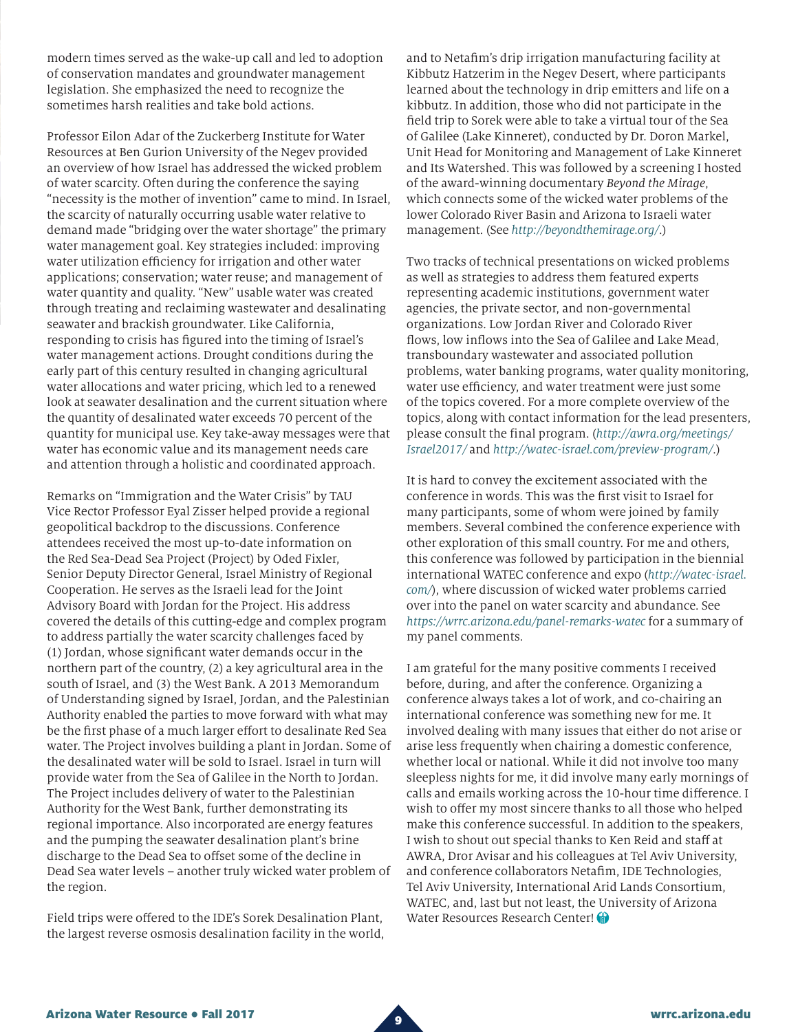modern times served as the wake-up call and led to adoption of conservation mandates and groundwater management legislation. She emphasized the need to recognize the sometimes harsh realities and take bold actions.

Professor Eilon Adar of the Zuckerberg Institute for Water Resources at Ben Gurion University of the Negev provided an overview of how Israel has addressed the wicked problem of water scarcity. Often during the conference the saying "necessity is the mother of invention" came to mind. In Israel, the scarcity of naturally occurring usable water relative to demand made "bridging over the water shortage" the primary water management goal. Key strategies included: improving water utilization efficiency for irrigation and other water applications; conservation; water reuse; and management of water quantity and quality. "New" usable water was created through treating and reclaiming wastewater and desalinating seawater and brackish groundwater. Like California, responding to crisis has figured into the timing of Israel's water management actions. Drought conditions during the early part of this century resulted in changing agricultural water allocations and water pricing, which led to a renewed look at seawater desalination and the current situation where the quantity of desalinated water exceeds 70 percent of the quantity for municipal use. Key take-away messages were that water has economic value and its management needs care and attention through a holistic and coordinated approach.

Remarks on "Immigration and the Water Crisis" by TAU Vice Rector Professor Eyal Zisser helped provide a regional geopolitical backdrop to the discussions. Conference attendees received the most up-to-date information on the Red Sea-Dead Sea Project (Project) by Oded Fixler, Senior Deputy Director General, Israel Ministry of Regional Cooperation. He serves as the Israeli lead for the Joint Advisory Board with Jordan for the Project. His address covered the details of this cutting-edge and complex program to address partially the water scarcity challenges faced by (1) Jordan, whose significant water demands occur in the northern part of the country, (2) a key agricultural area in the south of Israel, and (3) the West Bank. A 2013 Memorandum of Understanding signed by Israel, Jordan, and the Palestinian Authority enabled the parties to move forward with what may be the first phase of a much larger effort to desalinate Red Sea water. The Project involves building a plant in Jordan. Some of the desalinated water will be sold to Israel. Israel in turn will provide water from the Sea of Galilee in the North to Jordan. The Project includes delivery of water to the Palestinian Authority for the West Bank, further demonstrating its regional importance. Also incorporated are energy features and the pumping the seawater desalination plant's brine discharge to the Dead Sea to offset some of the decline in Dead Sea water levels – another truly wicked water problem of the region.

Field trips were offered to the IDE's Sorek Desalination Plant, the largest reverse osmosis desalination facility in the world, and to Netafim's drip irrigation manufacturing facility at Kibbutz Hatzerim in the Negev Desert, where participants learned about the technology in drip emitters and life on a kibbutz. In addition, those who did not participate in the field trip to Sorek were able to take a virtual tour of the Sea of Galilee (Lake Kinneret), conducted by Dr. Doron Markel, Unit Head for Monitoring and Management of Lake Kinneret and Its Watershed. This was followed by a screening I hosted of the award-winning documentary *Beyond the Mirage*, which connects some of the wicked water problems of the lower Colorado River Basin and Arizona to Israeli water management. (See *http://beyondthemirage.org/*.)

Two tracks of technical presentations on wicked problems as well as strategies to address them featured experts representing academic institutions, government water agencies, the private sector, and non-governmental organizations. Low Jordan River and Colorado River flows, low inflows into the Sea of Galilee and Lake Mead, transboundary wastewater and associated pollution problems, water banking programs, water quality monitoring, water use efficiency, and water treatment were just some of the topics covered. For a more complete overview of the topics, along with contact information for the lead presenters, please consult the final program. (*http://awra.org/meetings/Israel2017/* and *http://watec-israel.com/preview-program/*.)

It is hard to convey the excitement associated with the conference in words. This was the first visit to Israel for many participants, some of whom were joined by family members. Several combined the conference experience with other exploration of this small country. For me and others, this conference was followed by participation in the biennial international WATEC conference and expo (*http://watec-israel.com/*), where discussion of wicked water problems carried over into the panel on water scarcity and abundance. See *https://wrrc.arizona.edu/panel-remarks-watec* for a summary of my panel comments.

I am grateful for the many positive comments I received before, during, and after the conference. Organizing a conference always takes a lot of work, and co-chairing an international conference was something new for me. It involved dealing with many issues that either do not arise or arise less frequently when chairing a domestic conference, whether local or national. While it did not involve too many sleepless nights for me, it did involve many early mornings of calls and emails working across the 10-hour time difference. I wish to offer my most sincere thanks to all those who helped make this conference successful. In addition to the speakers, I wish to shout out special thanks to Ken Reid and staff at AWRA, Dror Avisar and his colleagues at Tel Aviv University, and conference collaborators Netafim, IDE Technologies, Tel Aviv University, International Arid Lands Consortium, WATEC, and, last but not least, the University of Arizona Water Resources Research Center!